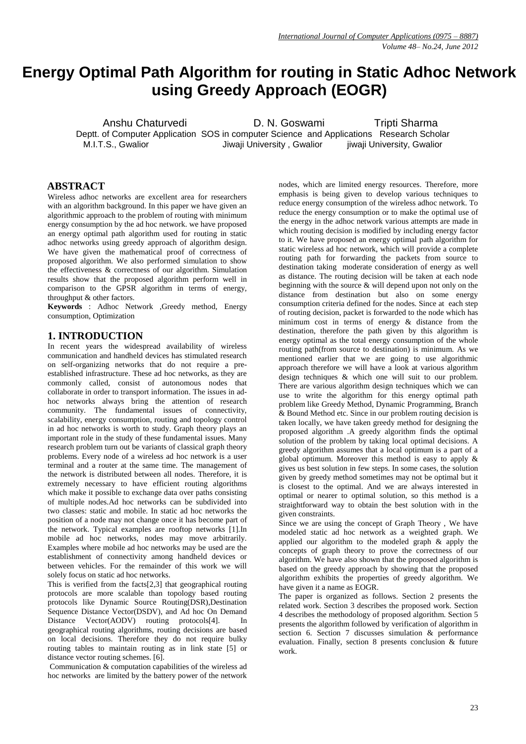# Energy Optimal Path Algorithm for routing in Static Adhoc Network using Greedy Approach (EOGR)

Anshu Chaturvedi
Deptt. of Computer Application
M.I.T.S., Gwalior

D. N. Goswami
SOS in computer Science and Applications
Jiwaji University , Gwalior

Tripti Sharma
Research Scholar
jiwaji University, Gwalior

## ABSTRACT

Wireless adhoc networks are excellent area for researchers with an algorithm background. In this paper we have given an algorithmic approach to the problem of routing with minimum energy consumption by the ad hoc network. we have proposed an energy optimal path algorithm used for routing in static adhoc networks using greedy approach of algorithm design. We have given the mathematical proof of correctness of proposed algorithm. We also performed simulation to show the effectiveness & correctness of our algorithm. Simulation results show that the proposed algorithm perform well in comparison to the GPSR algorithm in terms of energy, throughput & other factors.

**Keywords** : Adhoc Network ,Greedy method, Energy consumption, Optimization

## 1. INTRODUCTION

In recent years the widespread availability of wireless communication and handheld devices has stimulated research on self-organizing networks that do not require a pre-established infrastructure. These ad hoc networks, as they are commonly called, consist of autonomous nodes that collaborate in order to transport information. The issues in ad-hoc networks always bring the attention of research community. The fundamental issues of connectivity, scalability, energy consumption, routing and topology control in ad hoc networks is worth to study. Graph theory plays an important role in the study of these fundamental issues. Many research problem turn out be variants of classical graph theory problems. Every node of a wireless ad hoc network is a user terminal and a router at the same time. The management of the network is distributed between all nodes. Therefore, it is extremely necessary to have efficient routing algorithms which make it possible to exchange data over paths consisting of multiple nodes.Ad hoc networks can be subdivided into two classes: static and mobile. In static ad hoc networks the position of a node may not change once it has become part of the network. Typical examples are rooftop networks [1].In mobile ad hoc networks, nodes may move arbitrarily. Examples where mobile ad hoc networks may be used are the establishment of connectivity among handheld devices or between vehicles. For the remainder of this work we will solely focus on static ad hoc networks.

This is verified from the facts[2,3] that geographical routing protocols are more scalable than topology based routing protocols like Dynamic Source Routing(DSR),Destination Sequence Distance Vector(DSDV), and Ad hoc On Demand Distance Vector(AODV) routing protocols[4]. In geographical routing algorithms, routing decisions are based on local decisions. Therefore they do not require bulky routing tables to maintain routing as in link state [5] or distance vector routing schemes. [6].

Communication & computation capabilities of the wireless ad hoc networks are limited by the battery power of the network nodes, which are limited energy resources. Therefore, more emphasis is being given to develop various techniques to reduce energy consumption of the wireless adhoc network. To reduce the energy consumption or to make the optimal use of the energy in the adhoc network various attempts are made in which routing decision is modified by including energy factor to it. We have proposed an energy optimal path algorithm for static wireless ad hoc network, which will provide a complete routing path for forwarding the packets from source to destination taking moderate consideration of energy as well as distance. The routing decision will be taken at each node beginning with the source & will depend upon not only on the distance from destination but also on some energy consumption criteria defined for the nodes. Since at each step of routing decision, packet is forwarded to the node which has minimum cost in terms of energy & distance from the destination, therefore the path given by this algorithm is energy optimal as the total energy consumption of the whole routing path(from source to destination) is minimum. As we mentioned earlier that we are going to use algorithmic approach therefore we will have a look at various algorithm design techniques & which one will suit to our problem. There are various algorithm design techniques which we can use to write the algorithm for this energy optimal path problem like Greedy Method, Dynamic Programming, Branch & Bound Method etc. Since in our problem routing decision is taken locally, we have taken greedy method for designing the proposed algorithm .A greedy algorithm finds the optimal solution of the problem by taking local optimal decisions. A greedy algorithm assumes that a local optimum is a part of a global optimum. Moreover this method is easy to apply & gives us best solution in few steps. In some cases, the solution given by greedy method sometimes may not be optimal but it is closest to the optimal. And we are always interested in optimal or nearer to optimal solution, so this method is a straightforward way to obtain the best solution with in the given constraints.

Since we are using the concept of Graph Theory , We have modeled static ad hoc network as a weighted graph. We applied our algorithm to the modeled graph & apply the concepts of graph theory to prove the correctness of our algorithm. We have also shown that the proposed algorithm is based on the greedy approach by showing that the proposed algorithm exhibits the properties of greedy algorithm. We have given it a name as EOGR.

The paper is organized as follows. Section 2 presents the related work. Section 3 describes the proposed work. Section 4 describes the methodology of proposed algorithm. Section 5 presents the algorithm followed by verification of algorithm in section 6. Section 7 discusses simulation & performance evaluation. Finally, section 8 presents conclusion & future work.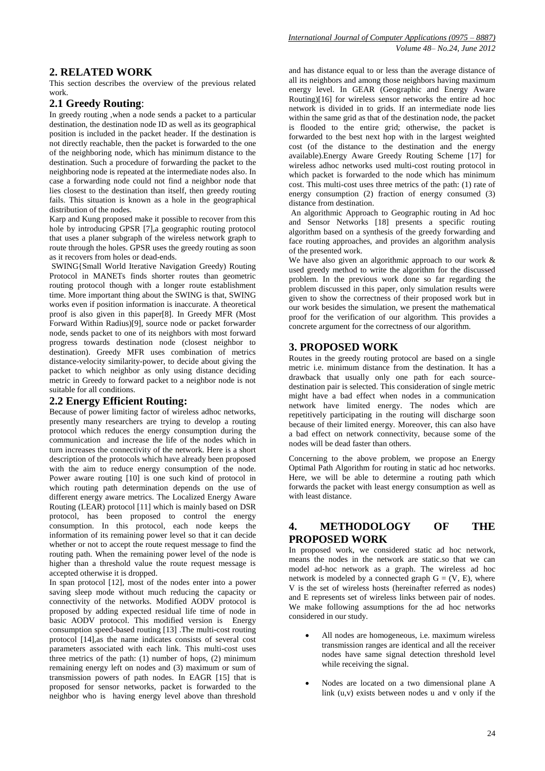## 2. RELATED WORK

This section describes the overview of the previous related work.

### 2.1 Greedy Routing:

In greedy routing ,when a node sends a packet to a particular destination, the destination node ID as well as its geographical position is included in the packet header. If the destination is not directly reachable, then the packet is forwarded to the one of the neighboring node, which has minimum distance to the destination. Such a procedure of forwarding the packet to the neighboring node is repeated at the intermediate nodes also. In case a forwarding node could not find a neighbor node that lies closest to the destination than itself, then greedy routing fails. This situation is known as a hole in the geographical distribution of the nodes.

Karp and Kung proposed make it possible to recover from this hole by introducing GPSR [7],a geographic routing protocol that uses a planer subgraph of the wireless network graph to route through the holes. GPSR uses the greedy routing as soon as it recovers from holes or dead-ends.

SWING{Small World Iterative Navigation Greedy) Routing Protocol in MANETs finds shorter routes than geometric routing protocol though with a longer route establishment time. More important thing about the SWING is that, SWING works even if position information is inaccurate. A theoretical proof is also given in this paper[8]. In Greedy MFR (Most Forward Within Radius)[9], source node or packet forwarder node, sends packet to one of its neighbors with most forward progress towards destination node (closest neighbor to destination). Greedy MFR uses combination of metrics distance-velocity similarity-power, to decide about giving the packet to which neighbor as only using distance deciding metric in Greedy to forward packet to a neighbor node is not suitable for all conditions.

### 2.2 Energy Efficient Routing:

Because of power limiting factor of wireless adhoc networks, presently many researchers are trying to develop a routing protocol which reduces the energy consumption during the communication and increase the life of the nodes which in turns increases the connectivity of the network. Here is a short description of the protocols which have already been proposed with the aim to reduce energy consumption of the node. Power aware routing [10] is one such kind of protocol in which routing path determination depends on the use of different energy aware metrics. The Localized Energy Aware Routing (LEAR) protocol [11] which is mainly based on DSR protocol, has been proposed to control the energy consumption. In this protocol, each node keeps the information of its remaining power level so that it can decide whether or not to accept the route request message to find the routing path. When the remaining power level of the node is higher than a threshold value the route request message is accepted otherwise it is dropped.

In span protocol [12], most of the nodes enter into a power saving sleep mode without much reducing the capacity or connectivity of the networks. Modified AODV protocol is proposed by adding expected residual life time of node in basic AODV protocol. This modified version is Energy consumption speed-based routing [13] .The multi-cost routing protocol [14],as the name indicates consists of several cost parameters associated with each link. This multi-cost uses three metrics of the path: (1) number of hops, (2) minimum remaining energy left on nodes and (3) maximum or sum of transmission powers of path nodes. In EAGR [15] that is proposed for sensor networks, packet is forwarded to the neighbor who is having energy level above than threshold and has distance equal to or less than the average distance of all its neighbors and among those neighbors having maximum energy level. In GEAR (Geographic and Energy Aware Routing)[16] for wireless sensor networks the entire ad hoc network is divided in to grids. If an intermediate node lies within the same grid as that of the destination node, the packet is flooded to the entire grid; otherwise, the packet is forwarded to the best next hop with in the largest weighted cost (of the distance to the destination and the energy available).Energy Aware Greedy Routing Scheme [17] for wireless adhoc networks used multi-cost routing protocol in which packet is forwarded to the node which has minimum cost. This multi-cost uses three metrics of the path: (1) rate of energy consumption (2) fraction of energy consumed (3) distance from destination.

An algorithmic Approach to Geographic routing in Ad hoc and Sensor Networks [18] presents a specific routing algorithm based on a synthesis of the greedy forwarding and face routing approaches, and provides an algorithm analysis of the presented work.

We have also given an algorithmic approach to our work & used greedy method to write the algorithm for the discussed problem. In the previous work done so far regarding the problem discussed in this paper, only simulation results were given to show the correctness of their proposed work but in our work besides the simulation, we present the mathematical proof for the verification of our algorithm. This provides a concrete argument for the correctness of our algorithm.

## 3. PROPOSED WORK

Routes in the greedy routing protocol are based on a single metric i.e. minimum distance from the destination. It has a drawback that usually only one path for each source-destination pair is selected. This consideration of single metric might have a bad effect when nodes in a communication network have limited energy. The nodes which are repetitively participating in the routing will discharge soon because of their limited energy. Moreover, this can also have a bad effect on network connectivity, because some of the nodes will be dead faster than others.

Concerning to the above problem, we propose an Energy Optimal Path Algorithm for routing in static ad hoc networks. Here, we will be able to determine a routing path which forwards the packet with least energy consumption as well as with least distance.

## 4. METHODOLOGY OF THE PROPOSED WORK

In proposed work, we considered static ad hoc network, means the nodes in the network are static.so that we can model ad-hoc network as a graph. The wireless ad hoc network is modeled by a connected graph $G = (V, E)$, where V is the set of wireless hosts (hereinafter referred as nodes) and E represents set of wireless links between pair of nodes. We make following assumptions for the ad hoc networks considered in our study.

- All nodes are homogeneous, i.e. maximum wireless transmission ranges are identical and all the receiver nodes have same signal detection threshold level while receiving the signal.
- Nodes are located on a two dimensional plane A link (u,v) exists between nodes u and v only if the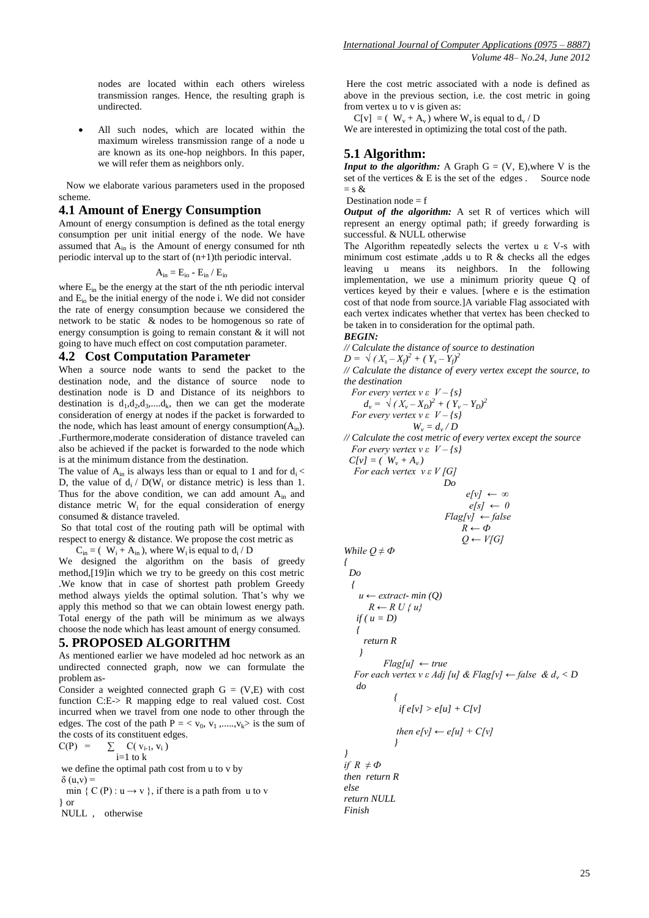nodes are located within each others wireless transmission ranges. Hence, the resulting graph is undirected.

- All such nodes, which are located within the maximum wireless transmission range of a node u are known as its one-hop neighbors. In this paper, we will refer them as neighbors only.

Now we elaborate various parameters used in the proposed scheme.

## 4.1 Amount of Energy Consumption

Amount of energy consumption is defined as the total energy consumption per unit initial energy of the node. We have assumed that $A_{in}$ is the Amount of energy consumed for nth periodic interval up to the start of (n+1)th periodic interval.

$$A_{in} = E_{io} - E_{in} / E_{io}$$

where $E_{in}$ be the energy at the start of the nth periodic interval and $E_{io}$ be the initial energy of the node i. We did not consider the rate of energy consumption because we considered the network to be static & nodes to be homogenous so rate of energy consumption is going to remain constant & it will not going to have much effect on cost computation parameter.

## 4.2 Cost Computation Parameter

When a source node wants to send the packet to the destination node, and the distance of source node to destination node is D and Distance of its neighbors to destination is $d_1,d_2,d_3,....d_k$, then we can get the moderate consideration of energy at nodes if the packet is forwarded to the node, which has least amount of energy consumption($A_{in}$). .Furthermore,moderate consideration of distance traveled can also be achieved if the packet is forwarded to the node which is at the minimum distance from the destination.

The value of $A_{in}$ is always less than or equal to 1 and for $d_i <$ D, the value of $d_i$ / D($W_i$ or distance metric) is less than 1. Thus for the above condition, we can add amount $A_{in}$ and distance metric $W_i$ for the equal consideration of energy consumed & distance traveled.

So that total cost of the routing path will be optimal with respect to energy & distance. We propose the cost metric as

$C_{in} = ( W_i + A_{in} )$, where $W_i$ is equal to $d_i / D$

We designed the algorithm on the basis of greedy method,[19]in which we try to be greedy on this cost metric .We know that in case of shortest path problem Greedy method always yields the optimal solution. That's why we apply this method so that we can obtain lowest energy path. Total energy of the path will be minimum as we always choose the node which has least amount of energy consumed.

# 5. PROPOSED ALGORITHM

As mentioned earlier we have modeled ad hoc network as an undirected connected graph, now we can formulate the problem as-

Consider a weighted connected graph G = (V,E) with cost function C:E-> R mapping edge to real valued cost. Cost incurred when we travel from one node to other through the edges. The cost of the path $P = < v_0, v_1 ,.....,v_k>$ is the sum of the costs of its constituent edges.

$$C(P) = \sum_{i=1 \text{ to } k} C( v_{i-1}, v_i )$$

we define the optimal path cost from u to v by

$\delta (u,v) =$

min { C (P) : u → v }, if there is a path from u to v

} or

NULL , otherwise

Here the cost metric associated with a node is defined as above in the previous section, i.e. the cost metric in going from vertex u to v is given as:

$C[v] = ( W_v + A_v )$ where $W_v$ is equal to $d_v / D$

We are interested in optimizing the total cost of the path.

## 5.1 Algorithm:

***Input to the algorithm:*** A Graph G = (V, E),where V is the set of the vertices & E is the set of the edges . Source node = s &

Destination node = f

***Output of the algorithm:*** A set R of vertices which will represent an energy optimal path; if greedy forwarding is successful. & NULL otherwise

The Algorithm repeatedly selects the vertex u ε V-s with minimum cost estimate ,adds u to R & checks all the edges leaving u means its neighbors. In the following implementation, we use a minimum priority queue Q of vertices keyed by their e values. [where e is the estimation cost of that node from source.]A variable Flag associated with each vertex indicates whether that vertex has been checked to be taken in to consideration for the optimal path.

```
BEGIN:
// Calculate the distance of source to destination
D = √ (X_s – X_f)^2 + (Y_s – Y_f)^2
// Calculate the distance of every vertex except the source, to the destination
  For every vertex v ε V – {s}
      d_v = √ (X_v – X_D)^2 + (Y_v – Y_D)^2
  For every vertex v ε V – {s}
      W_v = d_v / D
// Calculate the cost metric of every vertex except the source
  For every vertex v ε V – {s}
  C[v] = ( W_v + A_v )
  For each vertex v ε V [G]
      Do
          e[v] ← ∞
          e[s] ← 0
          Flag[v] ← false
          R ← Φ
          Q ← V[G]
While Q ≠ Φ
{
  Do
  {
    u ← extract- min (Q)
      R ← R U { u}
    if ( u = D)
    {
      return R
    }
        Flag[u] ← true
    For each vertex v ε Adj [u] & Flag[v] ← false & d_v < D
    do
        {
          if e[v] > e[u] + C[v]

          then e[v] ← e[u] + C[v]
        }
}
if R ≠ Φ
then return R
else
return NULL
Finish
```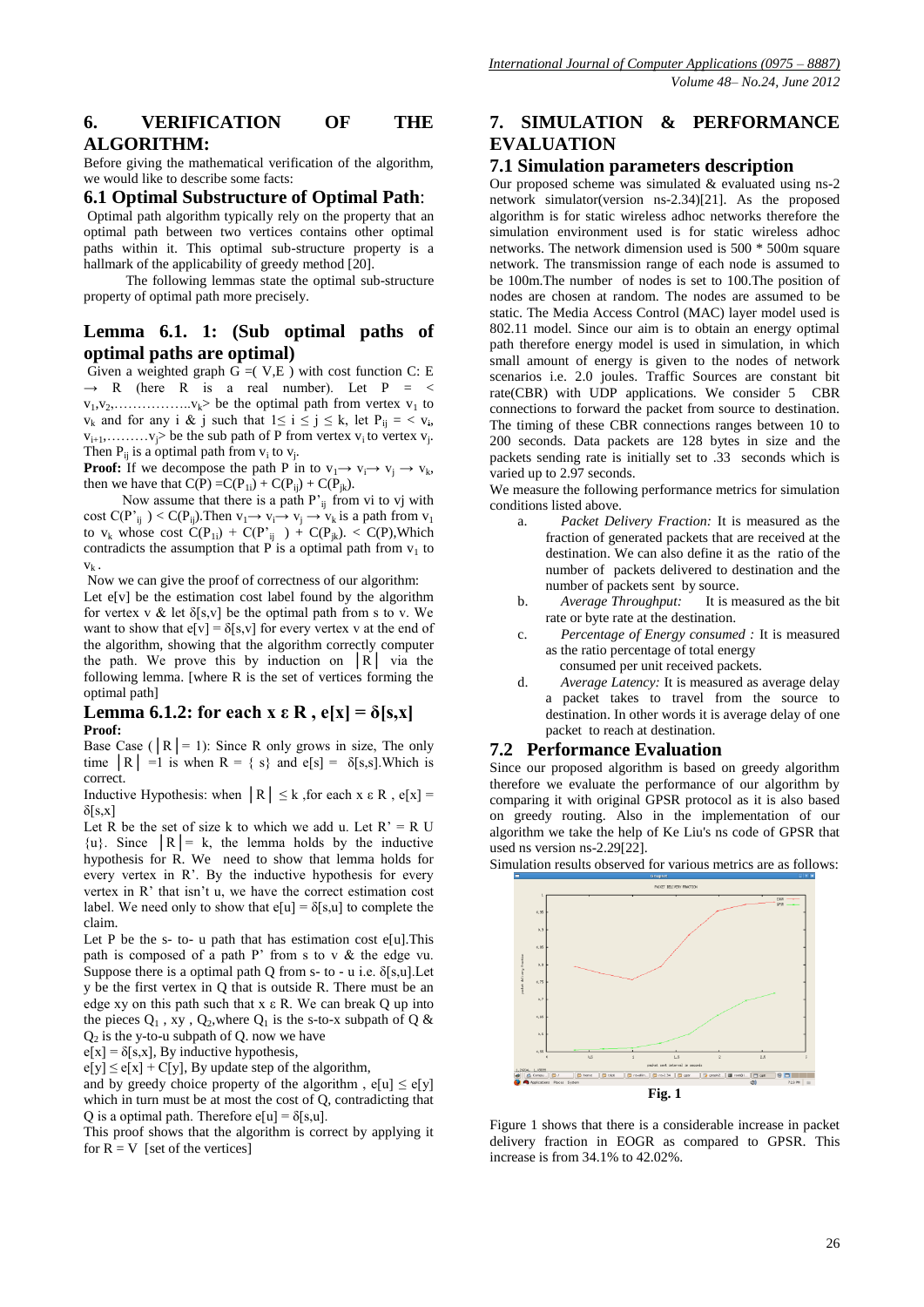## 6. VERIFICATION OF THE ALGORITHM:

Before giving the mathematical verification of the algorithm, we would like to describe some facts:

### 6.1 Optimal Substructure of Optimal Path:

Optimal path algorithm typically rely on the property that an optimal path between two vertices contains other optimal paths within it. This optimal sub-structure property is a hallmark of the applicability of greedy method [20].

The following lemmas state the optimal sub-structure property of optimal path more precisely.

### Lemma 6.1. 1: (Sub optimal paths of optimal paths are optimal)

Given a weighted graph G =( V,E ) with cost function C: E → R (here R is a real number). Let P = < $v_1,v_2,\ldots\ldots v_k$> be the optimal path from vertex $v_1$ to $v_k$ and for any i & j such that $1\leq i \leq j \leq k$, let $P_{ij}$ = < $v_i$, $v_{i+1},\ldots\ldots v_j$> be the sub path of P from vertex $v_i$ to vertex $v_j$. Then $P_{ij}$ is a optimal path from $v_i$ to $v_j$.

**Proof:** If we decompose the path P in to $v_1\rightarrow v_i\rightarrow v_j \rightarrow v_k$, then we have that $C(P) = C(P_{1i}) + C(P_{ij}) + C(P_{jk})$.

Now assume that there is a path $P'_{ij}$ from vi to vj with cost $C(P'_{ij}) < C(P_{ij})$.Then $v_1\rightarrow v_i\rightarrow v_j \rightarrow v_k$ is a path from $v_1$ to $v_k$ whose cost $C(P_{1i}) + C(P'_{ij}) + C(P_{jk}) < C(P)$,Which contradicts the assumption that P is a optimal path from $v_1$ to $v_k$.

Now we can give the proof of correctness of our algorithm:

Let e[v] be the estimation cost label found by the algorithm for vertex v & let δ[s,v] be the optimal path from s to v. We want to show that e[v] = δ[s,v] for every vertex v at the end of the algorithm, showing that the algorithm correctly computer the path. We prove this by induction on │R│ via the following lemma. [where R is the set of vertices forming the optimal path]

### Lemma 6.1.2: for each x ε R , e[x] = δ[s,x]

**Proof:**

Base Case (│R│= 1): Since R only grows in size, The only time │R│ =1 is when R = { s} and e[s] = δ[s,s].Which is correct.

Inductive Hypothesis: when │R│ ≤ k ,for each x ε R , e[x] = δ[s,x]

Let R be the set of size k to which we add u. Let R' = R U {u}. Since │R│= k, the lemma holds by the inductive hypothesis for R. We need to show that lemma holds for every vertex in R'. By the inductive hypothesis for every vertex in R' that isn't u, we have the correct estimation cost label. We need only to show that e[u] = δ[s,u] to complete the claim.

Let P be the s- to- u path that has estimation cost e[u].This path is composed of a path P' from s to v & the edge vu. Suppose there is a optimal path Q from s- to - u i.e. δ[s,u].Let y be the first vertex in Q that is outside R. There must be an edge xy on this path such that x ε R. We can break Q up into the pieces $Q_1$ , xy , $Q_2$,where $Q_1$ is the s-to-x subpath of Q & $Q_2$ is the y-to-u subpath of Q. now we have

e[x] = δ[s,x], By inductive hypothesis,

e[y] ≤ e[x] + C[y], By update step of the algorithm,

and by greedy choice property of the algorithm , e[u] ≤ e[y] which in turn must be at most the cost of Q, contradicting that Q is a optimal path. Therefore e[u] = δ[s,u].

This proof shows that the algorithm is correct by applying it for R = V [set of the vertices]

## 7. SIMULATION & PERFORMANCE EVALUATION

### 7.1 Simulation parameters description

Our proposed scheme was simulated & evaluated using ns-2 network simulator(version ns-2.34)[21]. As the proposed algorithm is for static wireless adhoc networks therefore the simulation environment used is for static wireless adhoc networks. The network dimension used is 500 * 500m square network. The transmission range of each node is assumed to be 100m.The number of nodes is set to 100.The position of nodes are chosen at random. The nodes are assumed to be static. The Media Access Control (MAC) layer model used is 802.11 model. Since our aim is to obtain an energy optimal path therefore energy model is used in simulation, in which small amount of energy is given to the nodes of network scenarios i.e. 2.0 joules. Traffic Sources are constant bit rate(CBR) with UDP applications. We consider 5 CBR connections to forward the packet from source to destination. The timing of these CBR connections ranges between 10 to 200 seconds. Data packets are 128 bytes in size and the packets sending rate is initially set to .33 seconds which is varied up to 2.97 seconds.

We measure the following performance metrics for simulation conditions listed above.

a. *Packet Delivery Fraction:* It is measured as the fraction of generated packets that are received at the destination. We can also define it as the ratio of the number of packets delivered to destination and the number of packets sent by source.

b. *Average Throughput:* It is measured as the bit rate or byte rate at the destination.

c. *Percentage of Energy consumed :* It is measured as the ratio percentage of total energy consumed per unit received packets.

d. *Average Latency:* It is measured as average delay a packet takes to travel from the source to destination. In other words it is average delay of one packet to reach at destination.

### 7.2 Performance Evaluation

Since our proposed algorithm is based on greedy algorithm therefore we evaluate the performance of our algorithm by comparing it with original GPSR protocol as it is also based on greedy routing. Also in the implementation of our algorithm we take the help of Ke Liu's ns code of GPSR that used ns version ns-2.29[22].

Simulation results observed for various metrics are as follows:

Fig. 1

Figure 1 shows that there is a considerable increase in packet delivery fraction in EOGR as compared to GPSR. This increase is from 34.1% to 42.02%.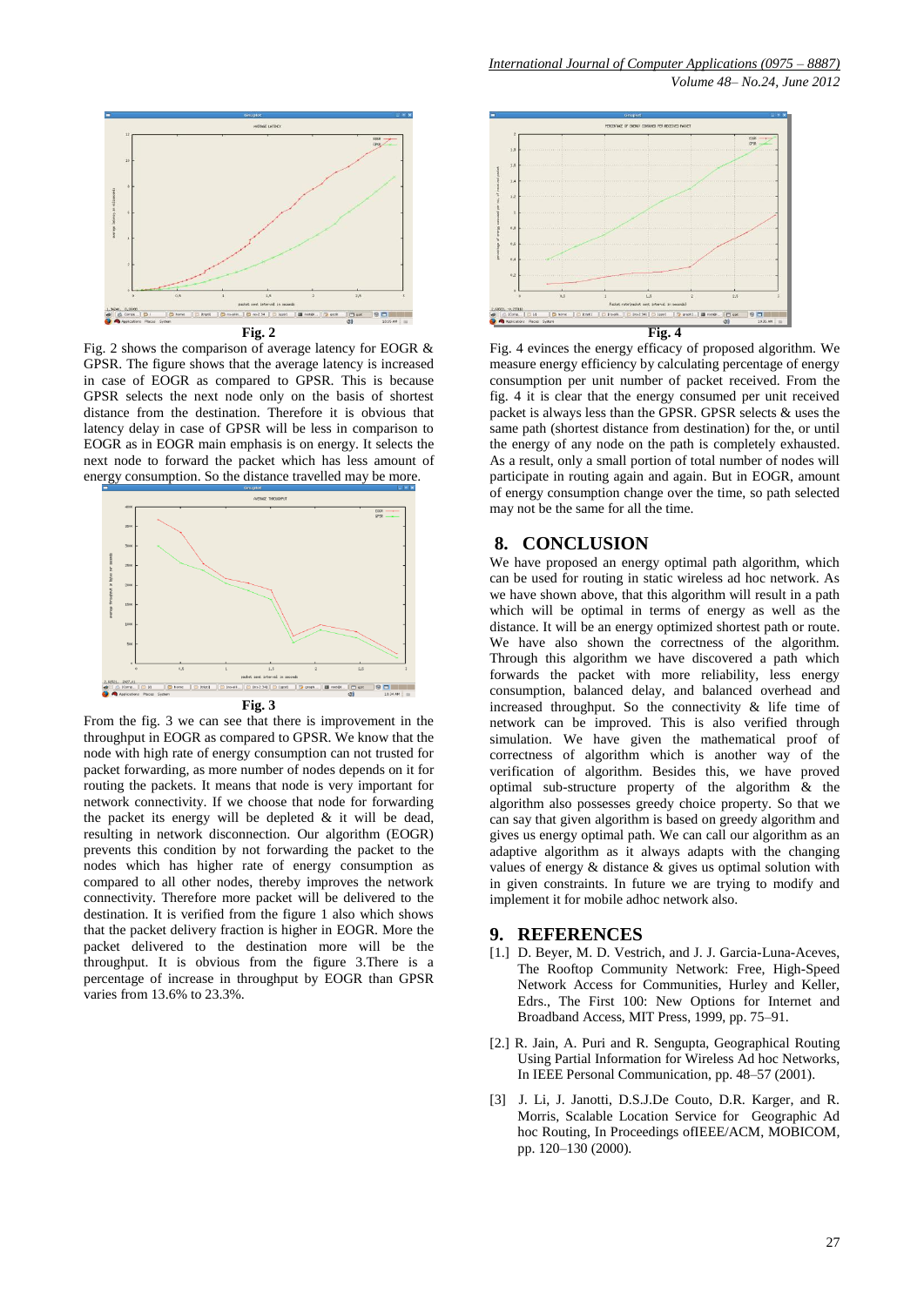Fig. 2

Fig. 2 shows the comparison of average latency for EOGR & GPSR. The figure shows that the average latency is increased in case of EOGR as compared to GPSR. This is because GPSR selects the next node only on the basis of shortest distance from the destination. Therefore it is obvious that latency delay in case of GPSR will be less in comparison to EOGR as in EOGR main emphasis is on energy. It selects the next node to forward the packet which has less amount of energy consumption. So the distance travelled may be more.

Fig. 3

From the fig. 3 we can see that there is improvement in the throughput in EOGR as compared to GPSR. We know that the node with high rate of energy consumption can not trusted for packet forwarding, as more number of nodes depends on it for routing the packets. It means that node is very important for network connectivity. If we choose that node for forwarding the packet its energy will be depleted & it will be dead, resulting in network disconnection. Our algorithm (EOGR) prevents this condition by not forwarding the packet to the nodes which has higher rate of energy consumption as compared to all other nodes, thereby improves the network connectivity. Therefore more packet will be delivered to the destination. It is verified from the figure 1 also which shows that the packet delivery fraction is higher in EOGR. More the packet delivered to the destination more will be the throughput. It is obvious from the figure 3.There is a percentage of increase in throughput by EOGR than GPSR varies from 13.6% to 23.3%.

Fig. 4

Fig. 4 evinces the energy efficacy of proposed algorithm. We measure energy efficiency by calculating percentage of energy consumption per unit number of packet received. From the fig. 4 it is clear that the energy consumed per unit received packet is always less than the GPSR. GPSR selects & uses the same path (shortest distance from destination) for the, or until the energy of any node on the path is completely exhausted. As a result, only a small portion of total number of nodes will participate in routing again and again. But in EOGR, amount of energy consumption change over the time, so path selected may not be the same for all the time.

## 8. CONCLUSION

We have proposed an energy optimal path algorithm, which can be used for routing in static wireless ad hoc network. As we have shown above, that this algorithm will result in a path which will be optimal in terms of energy as well as the distance. It will be an energy optimized shortest path or route. We have also shown the correctness of the algorithm. Through this algorithm we have discovered a path which forwards the packet with more reliability, less energy consumption, balanced delay, and balanced overhead and increased throughput. So the connectivity & life time of network can be improved. This is also verified through simulation. We have given the mathematical proof of correctness of algorithm which is another way of the verification of algorithm. Besides this, we have proved optimal sub-structure property of the algorithm & the algorithm also possesses greedy choice property. So that we can say that given algorithm is based on greedy algorithm and gives us energy optimal path. We can call our algorithm as an adaptive algorithm as it always adapts with the changing values of energy & distance & gives us optimal solution with in given constraints. In future we are trying to modify and implement it for mobile adhoc network also.

## 9. REFERENCES

[1.] D. Beyer, M. D. Vestrich, and J. J. Garcia-Luna-Aceves, The Rooftop Community Network: Free, High-Speed Network Access for Communities, Hurley and Keller, Edrs., The First 100: New Options for Internet and Broadband Access, MIT Press, 1999, pp. 75–91.

[2.] R. Jain, A. Puri and R. Sengupta, Geographical Routing Using Partial Information for Wireless Ad hoc Networks, In IEEE Personal Communication, pp. 48–57 (2001).

[3] J. Li, J. Janotti, D.S.J.De Couto, D.R. Karger, and R. Morris, Scalable Location Service for Geographic Ad hoc Routing, In Proceedings ofIEEE/ACM, MOBICOM, pp. 120–130 (2000).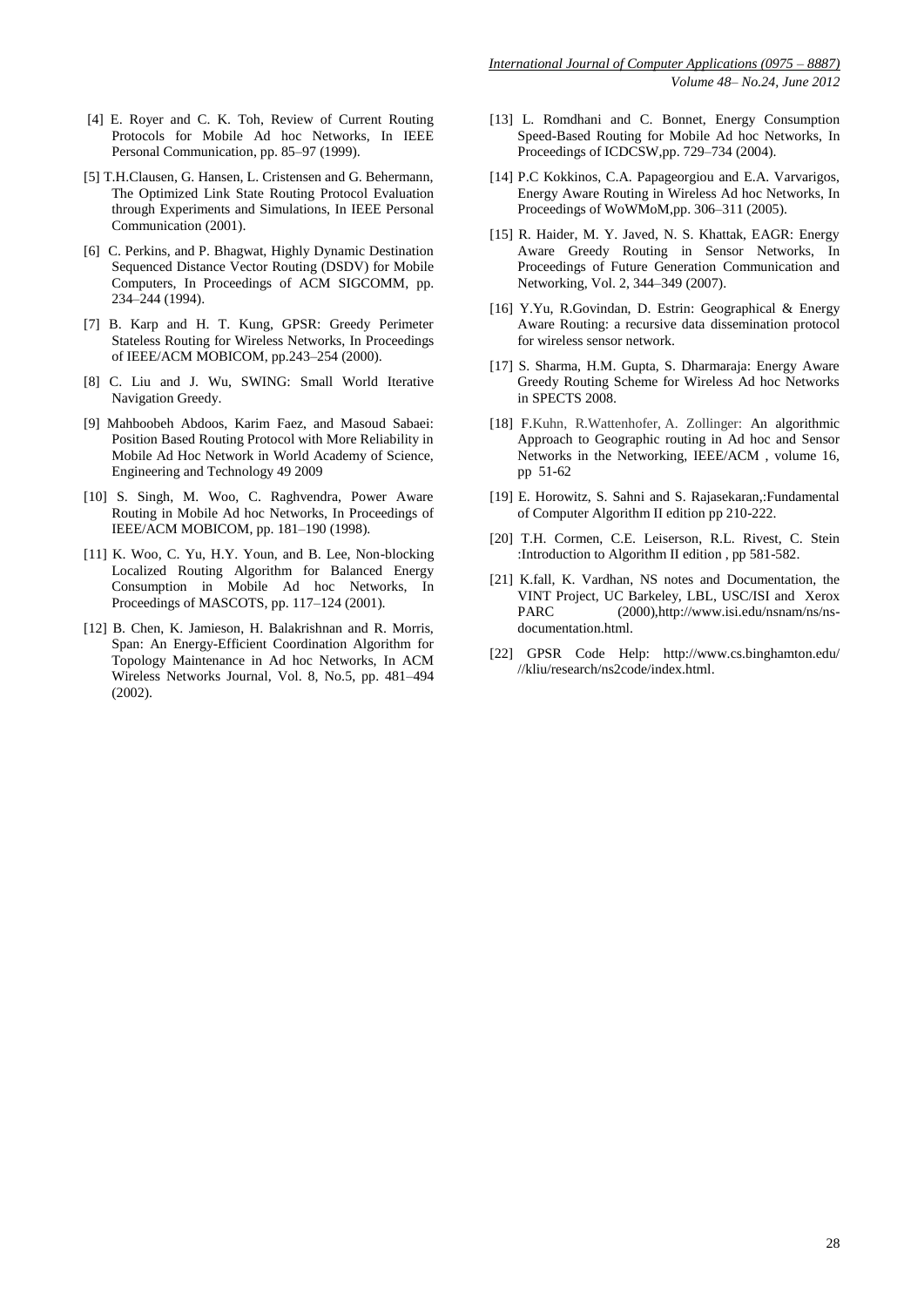[4] E. Royer and C. K. Toh, Review of Current Routing Protocols for Mobile Ad hoc Networks, In IEEE Personal Communication, pp. 85–97 (1999).

[5] T.H.Clausen, G. Hansen, L. Cristensen and G. Behermann, The Optimized Link State Routing Protocol Evaluation through Experiments and Simulations, In IEEE Personal Communication (2001).

[6] C. Perkins, and P. Bhagwat, Highly Dynamic Destination Sequenced Distance Vector Routing (DSDV) for Mobile Computers, In Proceedings of ACM SIGCOMM, pp. 234–244 (1994).

[7] B. Karp and H. T. Kung, GPSR: Greedy Perimeter Stateless Routing for Wireless Networks, In Proceedings of IEEE/ACM MOBICOM, pp.243–254 (2000).

[8] C. Liu and J. Wu, SWING: Small World Iterative Navigation Greedy.

[9] Mahboobeh Abdoos, Karim Faez, and Masoud Sabaei: Position Based Routing Protocol with More Reliability in Mobile Ad Hoc Network in World Academy of Science, Engineering and Technology 49 2009

[10] S. Singh, M. Woo, C. Raghvendra, Power Aware Routing in Mobile Ad hoc Networks, In Proceedings of IEEE/ACM MOBICOM, pp. 181–190 (1998).

[11] K. Woo, C. Yu, H.Y. Youn, and B. Lee, Non-blocking Localized Routing Algorithm for Balanced Energy Consumption in Mobile Ad hoc Networks, In Proceedings of MASCOTS, pp. 117–124 (2001).

[12] B. Chen, K. Jamieson, H. Balakrishnan and R. Morris, Span: An Energy-Efficient Coordination Algorithm for Topology Maintenance in Ad hoc Networks, In ACM Wireless Networks Journal, Vol. 8, No.5, pp. 481–494 (2002).

[13] L. Romdhani and C. Bonnet, Energy Consumption Speed-Based Routing for Mobile Ad hoc Networks, In Proceedings of ICDCSW,pp. 729–734 (2004).

[14] P.C Kokkinos, C.A. Papageorgiou and E.A. Varvarigos, Energy Aware Routing in Wireless Ad hoc Networks, In Proceedings of WoWMoM,pp. 306–311 (2005).

[15] R. Haider, M. Y. Javed, N. S. Khattak, EAGR: Energy Aware Greedy Routing in Sensor Networks, In Proceedings of Future Generation Communication and Networking, Vol. 2, 344–349 (2007).

[16] Y.Yu, R.Govindan, D. Estrin: Geographical & Energy Aware Routing: a recursive data dissemination protocol for wireless sensor network.

[17] S. Sharma, H.M. Gupta, S. Dharmaraja: Energy Aware Greedy Routing Scheme for Wireless Ad hoc Networks in SPECTS 2008.

[18] F.Kuhn, R.Wattenhofer, A. Zollinger: An algorithmic Approach to Geographic routing in Ad hoc and Sensor Networks in the Networking, IEEE/ACM , volume 16, pp 51-62

[19] E. Horowitz, S. Sahni and S. Rajasekaran,:Fundamental of Computer Algorithm II edition pp 210-222.

[20] T.H. Cormen, C.E. Leiserson, R.L. Rivest, C. Stein :Introduction to Algorithm II edition , pp 581-582.

[21] K.fall, K. Vardhan, NS notes and Documentation, the VINT Project, UC Barkeley, LBL, USC/ISI and Xerox PARC (2000),http://www.isi.edu/nsnam/ns/ns-documentation.html.

[22] GPSR Code Help: http://www.cs.binghamton.edu/ //kliu/research/ns2code/index.html.